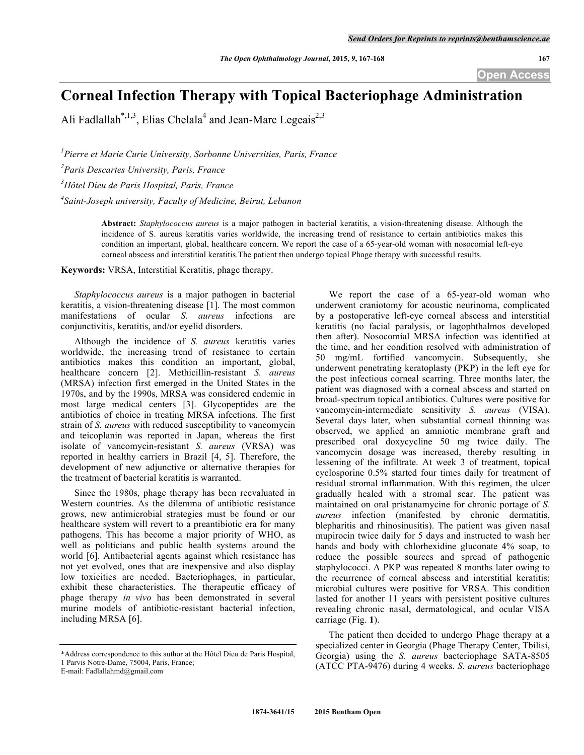# Corneal Infection Therapy with Topical Bacteriophage Administration

Ali Fadlallah[*,1,3], Elias Chelala[4] and Jean-Marc Legeais[2,3]

[1]Pierre et Marie Curie University, Sorbonne Universities, Paris, France

[2]Paris Descartes University, Paris, France

[3]Hôtel Dieu de Paris Hospital, Paris, France

[4]Saint-Joseph university, Faculty of Medicine, Beirut, Lebanon

**Abstract:** *Staphylococcus aureus* is a major pathogen in bacterial keratitis, a vision-threatening disease. Although the incidence of S. aureus keratitis varies worldwide, the increasing trend of resistance to certain antibiotics makes this condition an important, global, healthcare concern. We report the case of a 65-year-old woman with nosocomial left-eye corneal abscess and interstitial keratitis.The patient then undergo topical Phage therapy with successful results.

**Keywords:** VRSA, Interstitial Keratitis, phage therapy.

*Staphylococcus aureus* is a major pathogen in bacterial keratitis, a vision-threatening disease [1]. The most common manifestations of ocular *S. aureus* infections are conjunctivitis, keratitis, and/or eyelid disorders.

Although the incidence of *S. aureus* keratitis varies worldwide, the increasing trend of resistance to certain antibiotics makes this condition an important, global, healthcare concern [2]. Methicillin-resistant *S. aureus* (MRSA) infection first emerged in the United States in the 1970s, and by the 1990s, MRSA was considered endemic in most large medical centers [3]. Glycopeptides are the antibiotics of choice in treating MRSA infections. The first strain of *S. aureus* with reduced susceptibility to vancomycin and teicoplanin was reported in Japan, whereas the first isolate of vancomycin-resistant *S. aureus* (VRSA) was reported in healthy carriers in Brazil [4, 5]. Therefore, the development of new adjunctive or alternative therapies for the treatment of bacterial keratitis is warranted.

Since the 1980s, phage therapy has been reevaluated in Western countries. As the dilemma of antibiotic resistance grows, new antimicrobial strategies must be found or our healthcare system will revert to a preantibiotic era for many pathogens. This has become a major priority of WHO, as well as politicians and public health systems around the world [6]. Antibacterial agents against which resistance has not yet evolved, ones that are inexpensive and also display low toxicities are needed. Bacteriophages, in particular, exhibit these characteristics. The therapeutic efficacy of phage therapy *in vivo* has been demonstrated in several murine models of antibiotic-resistant bacterial infection, including MRSA [6].

We report the case of a 65-year-old woman who underwent craniotomy for acoustic neurinoma, complicated by a postoperative left-eye corneal abscess and interstitial keratitis (no facial paralysis, or lagophthalmos developed then after). Nosocomial MRSA infection was identified at the time, and her condition resolved with administration of 50 mg/mL fortified vancomycin. Subsequently, she underwent penetrating keratoplasty (PKP) in the left eye for the post infectious corneal scarring. Three months later, the patient was diagnosed with a corneal abscess and started on broad-spectrum topical antibiotics. Cultures were positive for vancomycin-intermediate sensitivity *S. aureus* (VISA). Several days later, when substantial corneal thinning was observed, we applied an amniotic membrane graft and prescribed oral doxycycline 50 mg twice daily. The vancomycin dosage was increased, thereby resulting in lessening of the infiltrate. At week 3 of treatment, topical cyclosporine 0.5% started four times daily for treatment of residual stromal inflammation. With this regimen, the ulcer gradually healed with a stromal scar. The patient was maintained on oral pristanamycine for chronic portage of *S. aureus* infection (manifested by chronic dermatitis, blepharitis and rhinosinusitis). The patient was given nasal mupirocin twice daily for 5 days and instructed to wash her hands and body with chlorhexidine gluconate 4% soap, to reduce the possible sources and spread of pathogenic staphylococci. A PKP was repeated 8 months later owing to the recurrence of corneal abscess and interstitial keratitis; microbial cultures were positive for VRSA. This condition lasted for another 11 years with persistent positive cultures revealing chronic nasal, dermatological, and ocular VISA carriage (Fig. **1**).

The patient then decided to undergo Phage therapy at a specialized center in Georgia (Phage Therapy Center, Tbilisi, Georgia) using the *S. aureus* bacteriophage SATA-8505 (ATCC PTA-9476) during 4 weeks. *S. aureus* bacteriophage

*Address correspondence to this author at the Hôtel Dieu de Paris Hospital, 1 Parvis Notre-Dame, 75004, Paris, France;
E-mail: Fadlallahmd@gmail.com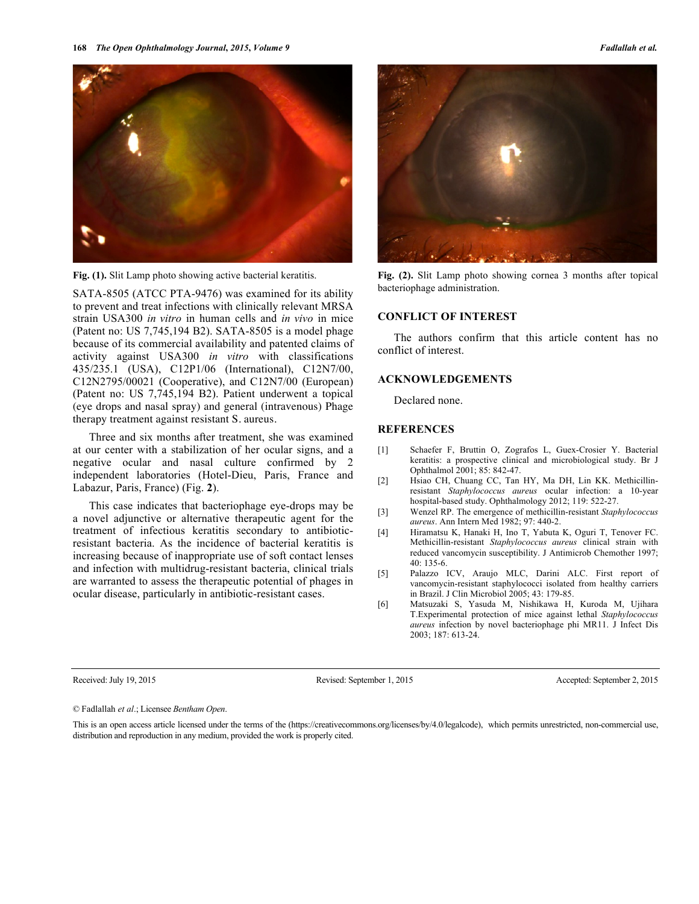Fig. (1). Slit Lamp photo showing active bacterial keratitis.

Fig. (2). Slit Lamp photo showing cornea 3 months after topical bacteriophage administration.

SATA-8505 (ATCC PTA-9476) was examined for its ability to prevent and treat infections with clinically relevant MRSA strain USA300 *in vitro* in human cells and *in vivo* in mice (Patent no: US 7,745,194 B2). SATA-8505 is a model phage because of its commercial availability and patented claims of activity against USA300 *in vitro* with classifications 435/235.1 (USA), C12P1/06 (International), C12N7/00, C12N2795/00021 (Cooperative), and C12N7/00 (European) (Patent no: US 7,745,194 B2). Patient underwent a topical (eye drops and nasal spray) and general (intravenous) Phage therapy treatment against resistant S. aureus.

Three and six months after treatment, she was examined at our center with a stabilization of her ocular signs, and a negative ocular and nasal culture confirmed by 2 independent laboratories (Hotel-Dieu, Paris, France and Labazur, Paris, France) (Fig. **2**).

This case indicates that bacteriophage eye-drops may be a novel adjunctive or alternative therapeutic agent for the treatment of infectious keratitis secondary to antibiotic-resistant bacteria. As the incidence of bacterial keratitis is increasing because of inappropriate use of soft contact lenses and infection with multidrug-resistant bacteria, clinical trials are warranted to assess the therapeutic potential of phages in ocular disease, particularly in antibiotic-resistant cases.

## CONFLICT OF INTEREST

The authors confirm that this article content has no conflict of interest.

## ACKNOWLEDGEMENTS

Declared none.

## REFERENCES

[1] Schaefer F, Bruttin O, Zografos L, Guex-Crosier Y. Bacterial keratitis: a prospective clinical and microbiological study. Br J Ophthalmol 2001; 85: 842-47.

[2] Hsiao CH, Chuang CC, Tan HY, Ma DH, Lin KK. Methicillin-resistant *Staphylococcus aureus* ocular infection: a 10-year hospital-based study. Ophthalmology 2012; 119: 522-27.

[3] Wenzel RP. The emergence of methicillin-resistant *Staphylococcus aureus*. Ann Intern Med 1982; 97: 440-2.

[4] Hiramatsu K, Hanaki H, Ino T, Yabuta K, Oguri T, Tenover FC. Methicillin-resistant *Staphylococcus aureus* clinical strain with reduced vancomycin susceptibility. J Antimicrob Chemother 1997; 40: 135-6.

[5] Palazzo ICV, Araujo MLC, Darini ALC. First report of vancomycin-resistant staphylococci isolated from healthy carriers in Brazil. J Clin Microbiol 2005; 43: 179-85.

[6] Matsuzaki S, Yasuda M, Nishikawa H, Kuroda M, Ujihara T.Experimental protection of mice against lethal *Staphylococcus aureus* infection by novel bacteriophage phi MR11. J Infect Dis 2003; 187: 613-24.

Received: July 19, 2015 Revised: September 1, 2015 Accepted: September 2, 2015

© Fadlallah *et al*.; Licensee *Bentham Open*.

This is an open access article licensed under the terms of the (https://creativecommons.org/licenses/by/4.0/legalcode), which permits unrestricted, non-commercial use, distribution and reproduction in any medium, provided the work is properly cited.